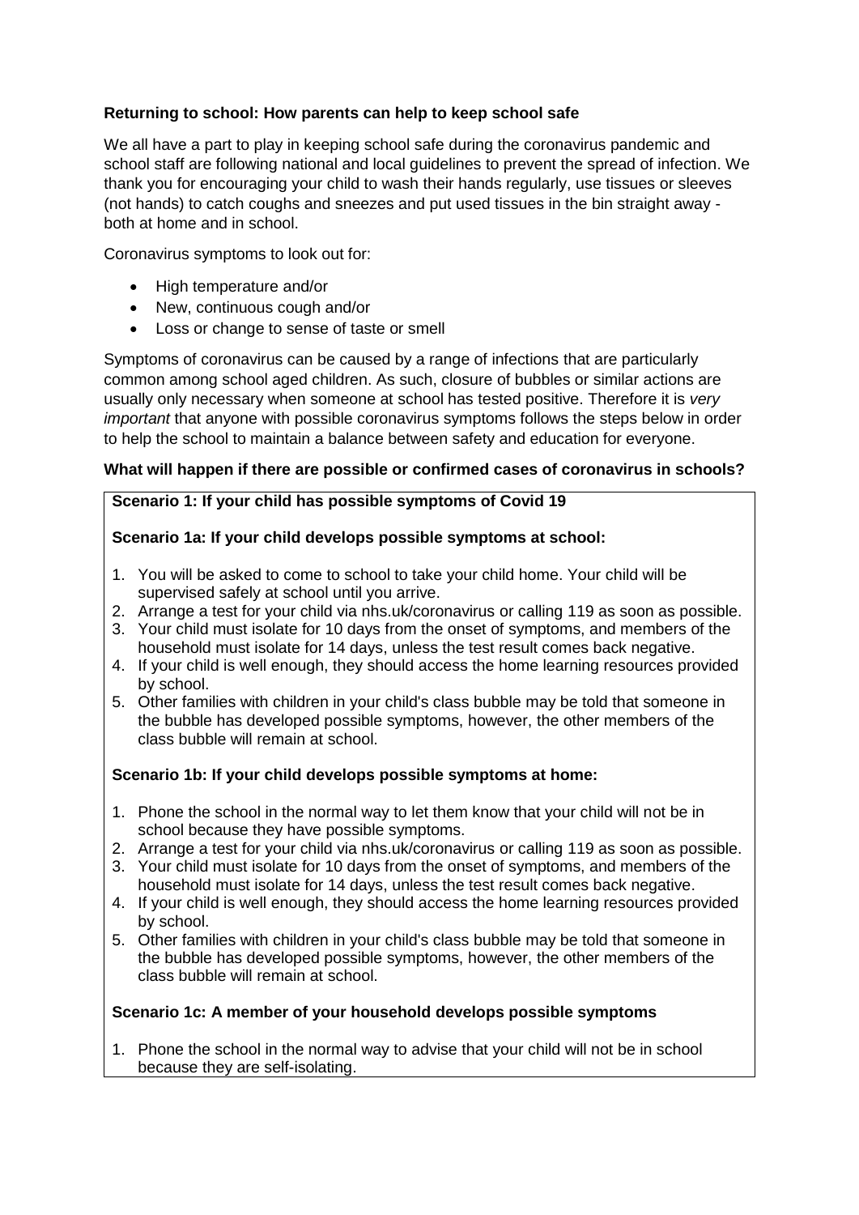**Returning to school: How parents can help to keep school safe**

We all have a part to play in keeping school safe during the coronavirus pandemic and school staff are following national and local guidelines to prevent the spread of infection. We thank you for encouraging your child to wash their hands regularly, use tissues or sleeves (not hands) to catch coughs and sneezes and put used tissues in the bin straight away - both at home and in school.

Coronavirus symptoms to look out for:

- High temperature and/or
- New, continuous cough and/or
- Loss or change to sense of taste or smell

Symptoms of coronavirus can be caused by a range of infections that are particularly common among school aged children. As such, closure of bubbles or similar actions are usually only necessary when someone at school has tested positive. Therefore it is *very important* that anyone with possible coronavirus symptoms follows the steps below in order to help the school to maintain a balance between safety and education for everyone.

**What will happen if there are possible or confirmed cases of coronavirus in schools?**

**Scenario 1: If your child has possible symptoms of Covid 19**

**Scenario 1a: If your child develops possible symptoms at school:**

1. You will be asked to come to school to take your child home. Your child will be supervised safely at school until you arrive.
2. Arrange a test for your child via nhs.uk/coronavirus or calling 119 as soon as possible.
3. Your child must isolate for 10 days from the onset of symptoms, and members of the household must isolate for 14 days, unless the test result comes back negative.
4. If your child is well enough, they should access the home learning resources provided by school.
5. Other families with children in your child's class bubble may be told that someone in the bubble has developed possible symptoms, however, the other members of the class bubble will remain at school.

**Scenario 1b: If your child develops possible symptoms at home:**

1. Phone the school in the normal way to let them know that your child will not be in school because they have possible symptoms.
2. Arrange a test for your child via nhs.uk/coronavirus or calling 119 as soon as possible.
3. Your child must isolate for 10 days from the onset of symptoms, and members of the household must isolate for 14 days, unless the test result comes back negative.
4. If your child is well enough, they should access the home learning resources provided by school.
5. Other families with children in your child's class bubble may be told that someone in the bubble has developed possible symptoms, however, the other members of the class bubble will remain at school.

**Scenario 1c: A member of your household develops possible symptoms**

1. Phone the school in the normal way to advise that your child will not be in school because they are self-isolating.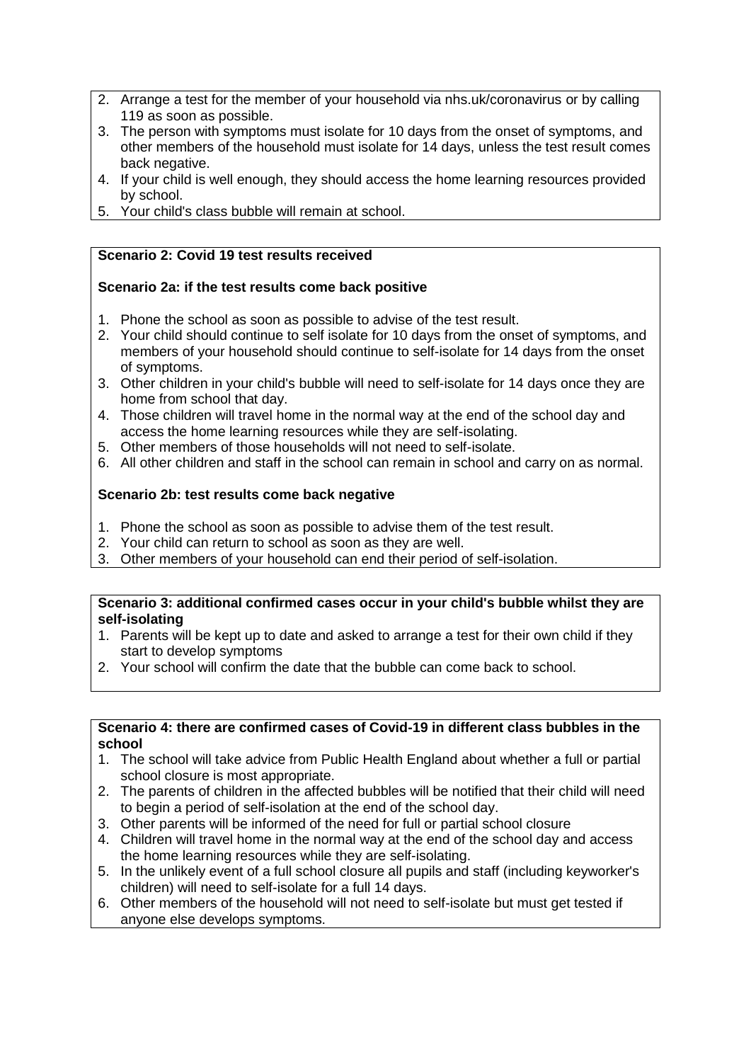2. Arrange a test for the member of your household via nhs.uk/coronavirus or by calling 119 as soon as possible.
3. The person with symptoms must isolate for 10 days from the onset of symptoms, and other members of the household must isolate for 14 days, unless the test result comes back negative.
4. If your child is well enough, they should access the home learning resources provided by school.
5. Your child's class bubble will remain at school.

**Scenario 2: Covid 19 test results received**

**Scenario 2a: if the test results come back positive**

1. Phone the school as soon as possible to advise of the test result.
2. Your child should continue to self isolate for 10 days from the onset of symptoms, and members of your household should continue to self-isolate for 14 days from the onset of symptoms.
3. Other children in your child's bubble will need to self-isolate for 14 days once they are home from school that day.
4. Those children will travel home in the normal way at the end of the school day and access the home learning resources while they are self-isolating.
5. Other members of those households will not need to self-isolate.
6. All other children and staff in the school can remain in school and carry on as normal.

**Scenario 2b: test results come back negative**

1. Phone the school as soon as possible to advise them of the test result.
2. Your child can return to school as soon as they are well.
3. Other members of your household can end their period of self-isolation.

**Scenario 3: additional confirmed cases occur in your child's bubble whilst they are self-isolating**

1. Parents will be kept up to date and asked to arrange a test for their own child if they start to develop symptoms
2. Your school will confirm the date that the bubble can come back to school.

**Scenario 4: there are confirmed cases of Covid-19 in different class bubbles in the school**

1. The school will take advice from Public Health England about whether a full or partial school closure is most appropriate.
2. The parents of children in the affected bubbles will be notified that their child will need to begin a period of self-isolation at the end of the school day.
3. Other parents will be informed of the need for full or partial school closure
4. Children will travel home in the normal way at the end of the school day and access the home learning resources while they are self-isolating.
5. In the unlikely event of a full school closure all pupils and staff (including keyworker's children) will need to self-isolate for a full 14 days.
6. Other members of the household will not need to self-isolate but must get tested if anyone else develops symptoms.